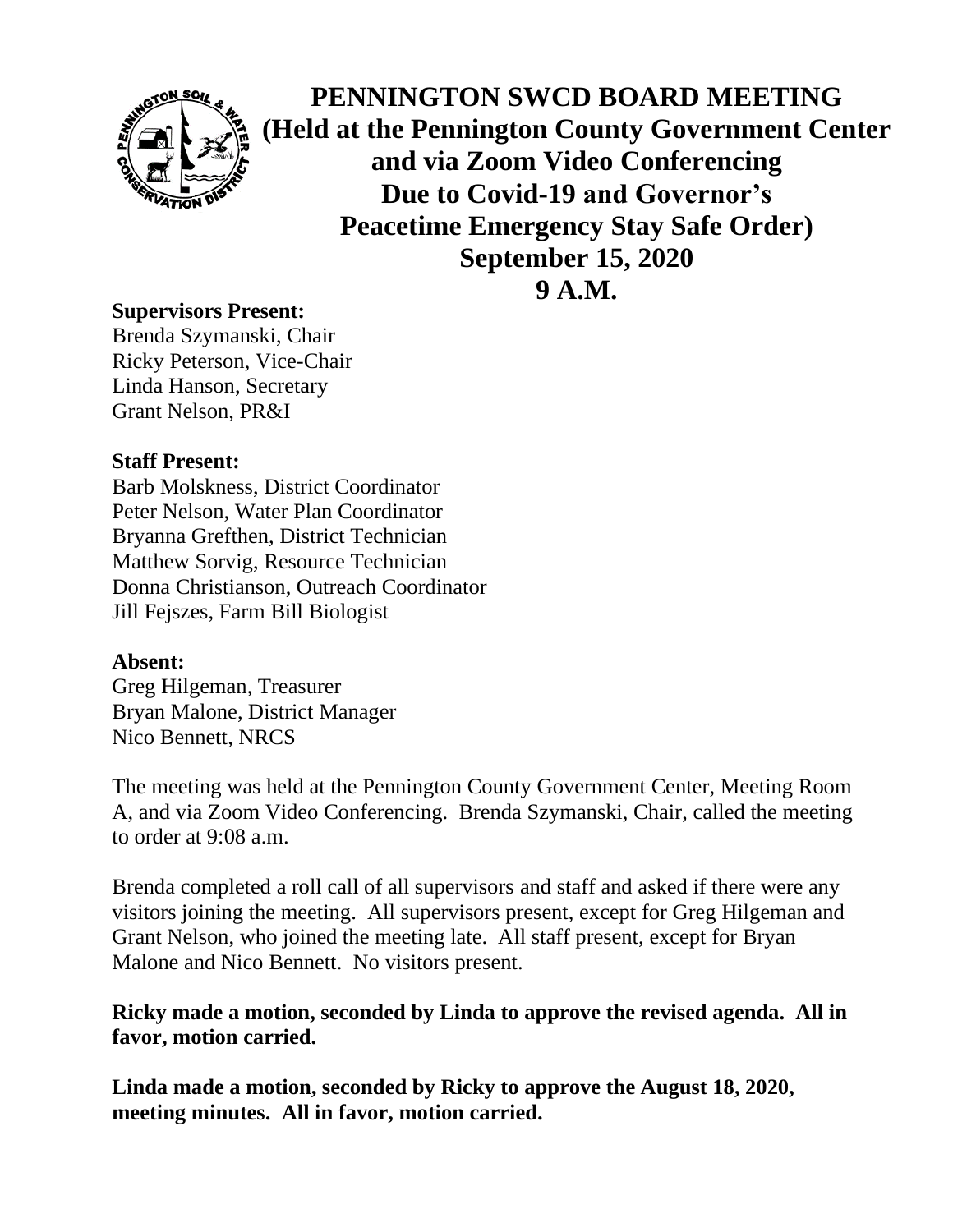# PENNINGTON SWCD BOARD MEETING
## (Held at the Pennington County Government Center and via Zoom Video Conferencing Due to Covid-19 and Governor's Peacetime Emergency Stay Safe Order)
## September 15, 2020
## 9 A.M.

**Supervisors Present:**
Brenda Szymanski, Chair
Ricky Peterson, Vice-Chair
Linda Hanson, Secretary
Grant Nelson, PR&I

**Staff Present:**
Barb Molskness, District Coordinator
Peter Nelson, Water Plan Coordinator
Bryanna Grefthen, District Technician
Matthew Sorvig, Resource Technician
Donna Christianson, Outreach Coordinator
Jill Fejszes, Farm Bill Biologist

**Absent:**
Greg Hilgeman, Treasurer
Bryan Malone, District Manager
Nico Bennett, NRCS

The meeting was held at the Pennington County Government Center, Meeting Room A, and via Zoom Video Conferencing. Brenda Szymanski, Chair, called the meeting to order at 9:08 a.m.

Brenda completed a roll call of all supervisors and staff and asked if there were any visitors joining the meeting. All supervisors present, except for Greg Hilgeman and Grant Nelson, who joined the meeting late. All staff present, except for Bryan Malone and Nico Bennett. No visitors present.

**Ricky made a motion, seconded by Linda to approve the revised agenda. All in favor, motion carried.**

**Linda made a motion, seconded by Ricky to approve the August 18, 2020, meeting minutes. All in favor, motion carried.**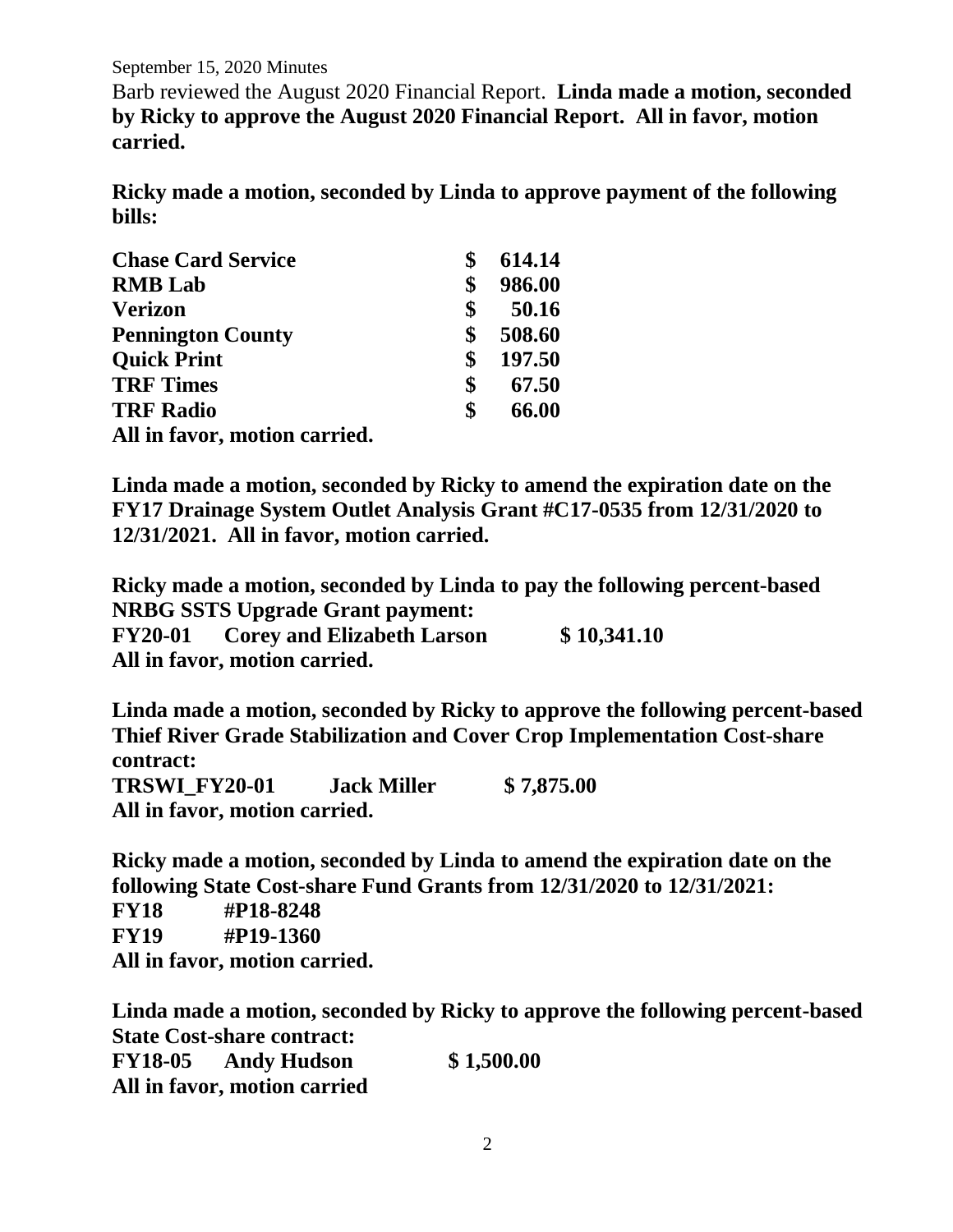September 15, 2020 Minutes

Barb reviewed the August 2020 Financial Report. **Linda made a motion, seconded by Ricky to approve the August 2020 Financial Report. All in favor, motion carried.**

**Ricky made a motion, seconded by Linda to approve payment of the following bills:**

| | |
|---|---|
| **Chase Card Service** | **$ 614.14** |
| **RMB Lab** | **$ 986.00** |
| **Verizon** | **$ 50.16** |
| **Pennington County** | **$ 508.60** |
| **Quick Print** | **$ 197.50** |
| **TRF Times** | **$ 67.50** |
| **TRF Radio** | **$ 66.00** |

**All in favor, motion carried.**

**Linda made a motion, seconded by Ricky to amend the expiration date on the FY17 Drainage System Outlet Analysis Grant #C17-0535 from 12/31/2020 to 12/31/2021. All in favor, motion carried.**

**Ricky made a motion, seconded by Linda to pay the following percent-based NRBG SSTS Upgrade Grant payment:**
**FY20-01 Corey and Elizabeth Larson $ 10,341.10**
**All in favor, motion carried.**

**Linda made a motion, seconded by Ricky to approve the following percent-based Thief River Grade Stabilization and Cover Crop Implementation Cost-share contract:**
**TRSWI_FY20-01 Jack Miller $ 7,875.00**
**All in favor, motion carried.**

**Ricky made a motion, seconded by Linda to amend the expiration date on the following State Cost-share Fund Grants from 12/31/2020 to 12/31/2021:**
**FY18 #P18-8248**
**FY19 #P19-1360**
**All in favor, motion carried.**

**Linda made a motion, seconded by Ricky to approve the following percent-based State Cost-share contract:**
**FY18-05 Andy Hudson $ 1,500.00**
**All in favor, motion carried**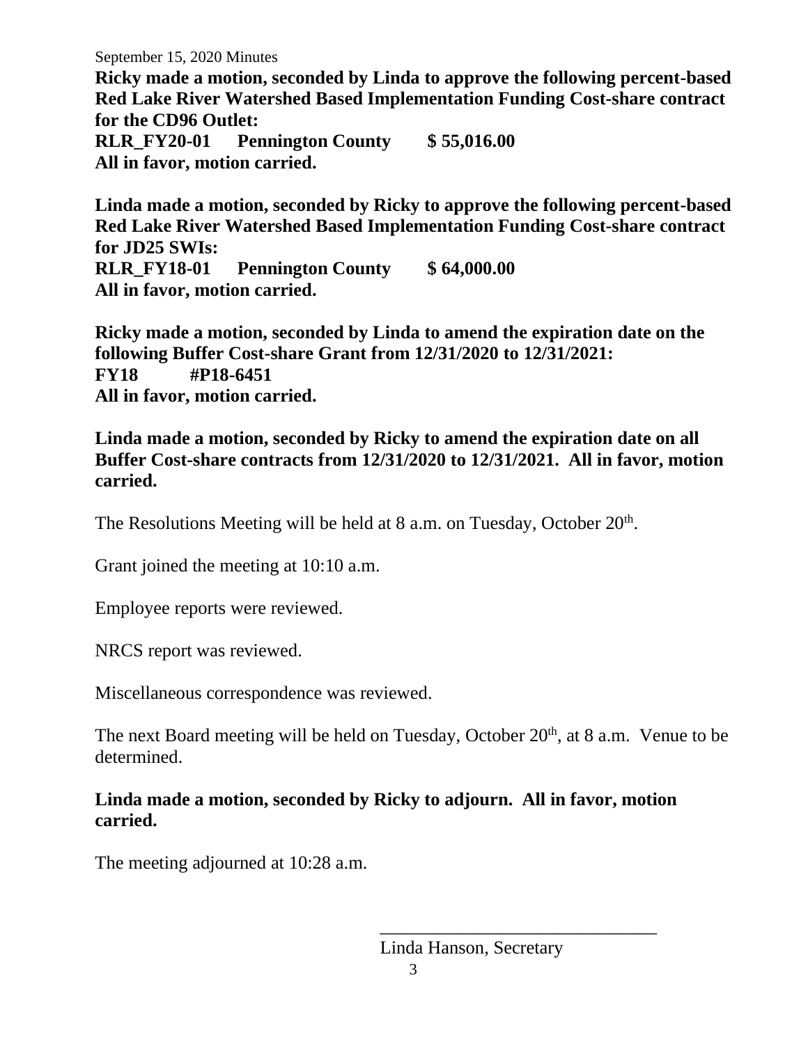September 15, 2020 Minutes

**Ricky made a motion, seconded by Linda to approve the following percent-based Red Lake River Watershed Based Implementation Funding Cost-share contract for the CD96 Outlet:**
**RLR_FY20-01 Pennington County $ 55,016.00**
**All in favor, motion carried.**

**Linda made a motion, seconded by Ricky to approve the following percent-based Red Lake River Watershed Based Implementation Funding Cost-share contract for JD25 SWIs:**
**RLR_FY18-01 Pennington County $ 64,000.00**
**All in favor, motion carried.**

**Ricky made a motion, seconded by Linda to amend the expiration date on the following Buffer Cost-share Grant from 12/31/2020 to 12/31/2021:**
**FY18 #P18-6451**
**All in favor, motion carried.**

**Linda made a motion, seconded by Ricky to amend the expiration date on all Buffer Cost-share contracts from 12/31/2020 to 12/31/2021. All in favor, motion carried.**

The Resolutions Meeting will be held at 8 a.m. on Tuesday, October 20th.

Grant joined the meeting at 10:10 a.m.

Employee reports were reviewed.

NRCS report was reviewed.

Miscellaneous correspondence was reviewed.

The next Board meeting will be held on Tuesday, October 20th, at 8 a.m. Venue to be determined.

**Linda made a motion, seconded by Ricky to adjourn. All in favor, motion carried.**

The meeting adjourned at 10:28 a.m.

\_\_\_\_\_\_\_\_\_\_\_\_\_\_\_\_\_\_\_\_\_\_\_\_\_\_\_\_\_\_

Linda Hanson, Secretary